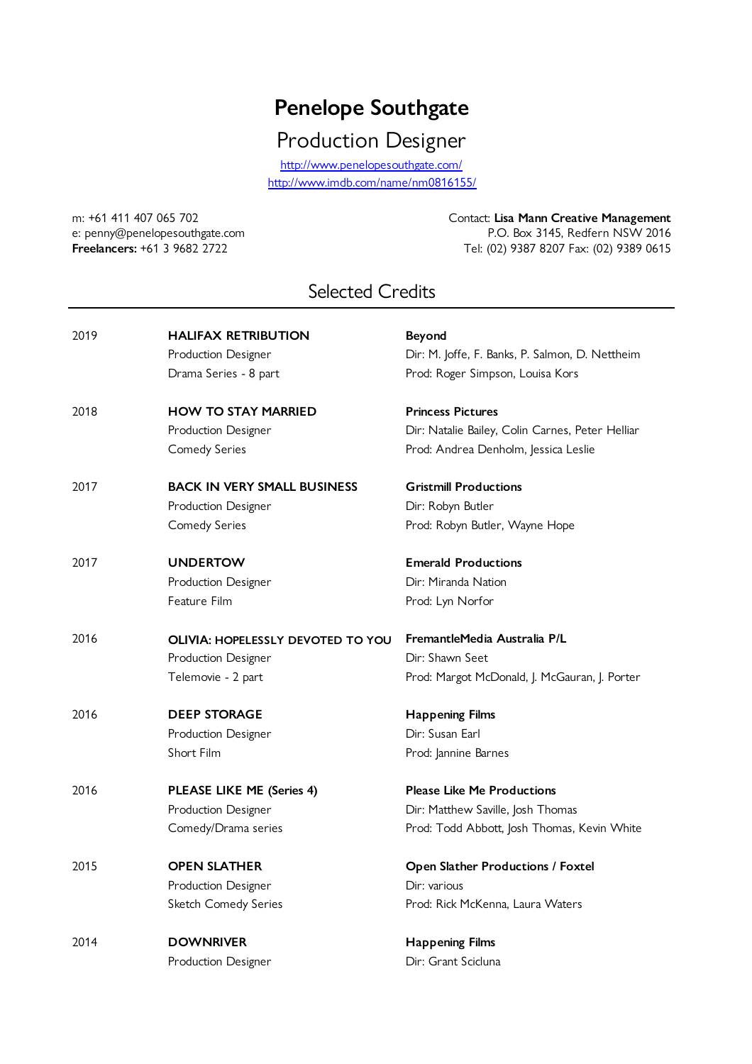# Penelope Southgate

## Production Designer

http://www.penelopesouthgate.com/
http://www.imdb.com/name/nm0816155/

m: +61 411 407 065 702
e: penny@penelopesouthgate.com
**Freelancers:** +61 3 9682 2722

Contact: **Lisa Mann Creative Management**
P.O. Box 3145, Redfern NSW 2016
Tel: (02) 9387 8207 Fax: (02) 9389 0615

## Selected Credits

| | | |
|---|---|---|
| 2019 | **HALIFAX RETRIBUTION**<br>Production Designer<br>Drama Series - 8 part | **Beyond**<br>Dir: M. Joffe, F. Banks, P. Salmon, D. Nettheim<br>Prod: Roger Simpson, Louisa Kors |
| 2018 | **HOW TO STAY MARRIED**<br>Production Designer<br>Comedy Series | **Princess Pictures**<br>Dir: Natalie Bailey, Colin Carnes, Peter Helliar<br>Prod: Andrea Denholm, Jessica Leslie |
| 2017 | **BACK IN VERY SMALL BUSINESS**<br>Production Designer<br>Comedy Series | **Gristmill Productions**<br>Dir: Robyn Butler<br>Prod: Robyn Butler, Wayne Hope |
| 2017 | **UNDERTOW**<br>Production Designer<br>Feature Film | **Emerald Productions**<br>Dir: Miranda Nation<br>Prod: Lyn Norfor |
| 2016 | **OLIVIA: HOPELESSLY DEVOTED TO YOU**<br>Production Designer<br>Telemovie - 2 part | **FremantleMedia Australia P/L**<br>Dir: Shawn Seet<br>Prod: Margot McDonald, J. McGauran, J. Porter |
| 2016 | **DEEP STORAGE**<br>Production Designer<br>Short Film | **Happening Films**<br>Dir: Susan Earl<br>Prod: Jannine Barnes |
| 2016 | **PLEASE LIKE ME (Series 4)**<br>Production Designer<br>Comedy/Drama series | **Please Like Me Productions**<br>Dir: Matthew Saville, Josh Thomas<br>Prod: Todd Abbott, Josh Thomas, Kevin White |
| 2015 | **OPEN SLATHER**<br>Production Designer<br>Sketch Comedy Series | **Open Slather Productions / Foxtel**<br>Dir: various<br>Prod: Rick McKenna, Laura Waters |
| 2014 | **DOWNRIVER**<br>Production Designer | **Happening Films**<br>Dir: Grant Scicluna |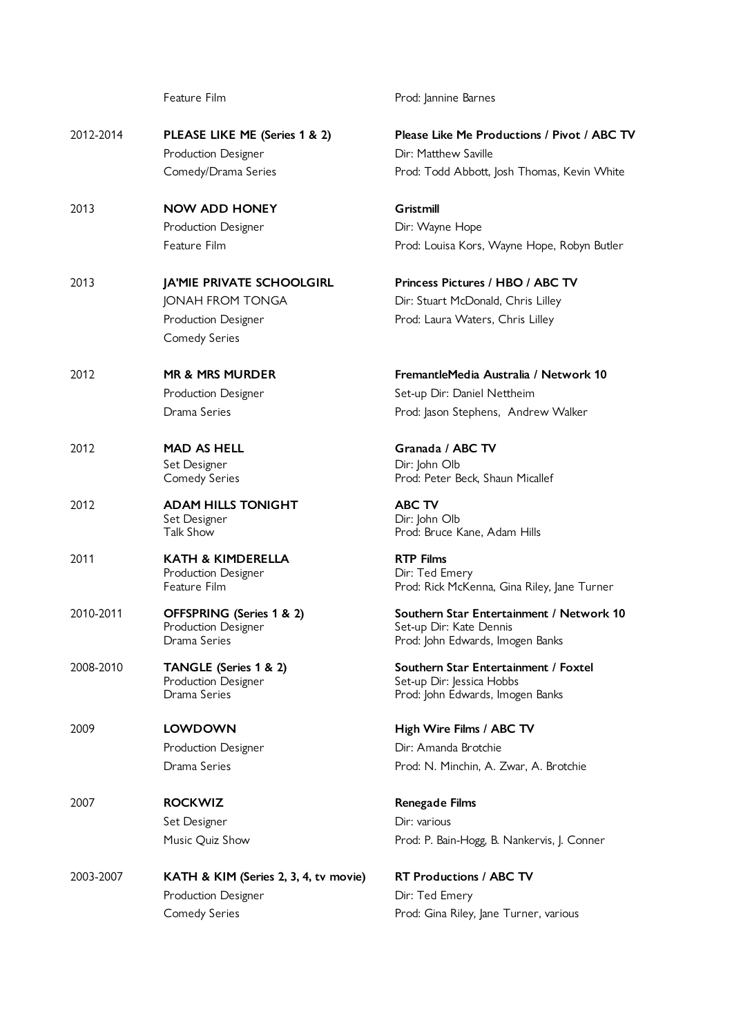| | | |
|---|---|---|
| | Feature Film | Prod: Jannine Barnes |
| 2012-2014 | **PLEASE LIKE ME (Series 1 & 2)**<br>Production Designer<br>Comedy/Drama Series | **Please Like Me Productions / Pivot / ABC TV**<br>Dir: Matthew Saville<br>Prod: Todd Abbott, Josh Thomas, Kevin White |
| 2013 | **NOW ADD HONEY**<br>Production Designer<br>Feature Film | **Gristmill**<br>Dir: Wayne Hope<br>Prod: Louisa Kors, Wayne Hope, Robyn Butler |
| 2013 | **JA'MIE PRIVATE SCHOOLGIRL**<br>JONAH FROM TONGA<br>Production Designer<br>Comedy Series | **Princess Pictures / HBO / ABC TV**<br>Dir: Stuart McDonald, Chris Lilley<br>Prod: Laura Waters, Chris Lilley |
| 2012 | **MR & MRS MURDER**<br>Production Designer<br>Drama Series | **FremantleMedia Australia / Network 10**<br>Set-up Dir: Daniel Nettheim<br>Prod: Jason Stephens, Andrew Walker |
| 2012 | **MAD AS HELL**<br>Set Designer<br>Comedy Series | **Granada / ABC TV**<br>Dir: John Olb<br>Prod: Peter Beck, Shaun Micallef |
| 2012 | **ADAM HILLS TONIGHT**<br>Set Designer<br>Talk Show | **ABC TV**<br>Dir: John Olb<br>Prod: Bruce Kane, Adam Hills |
| 2011 | **KATH & KIMDERELLA**<br>Production Designer<br>Feature Film | **RTP Films**<br>Dir: Ted Emery<br>Prod: Rick McKenna, Gina Riley, Jane Turner |
| 2010-2011 | **OFFSPRING (Series 1 & 2)**<br>Production Designer<br>Drama Series | **Southern Star Entertainment / Network 10**<br>Set-up Dir: Kate Dennis<br>Prod: John Edwards, Imogen Banks |
| 2008-2010 | **TANGLE (Series 1 & 2)**<br>Production Designer<br>Drama Series | **Southern Star Entertainment / Foxtel**<br>Set-up Dir: Jessica Hobbs<br>Prod: John Edwards, Imogen Banks |
| 2009 | **LOWDOWN**<br>Production Designer<br>Drama Series | **High Wire Films / ABC TV**<br>Dir: Amanda Brotchie<br>Prod: N. Minchin, A. Zwar, A. Brotchie |
| 2007 | **ROCKWIZ**<br>Set Designer<br>Music Quiz Show | **Renegade Films**<br>Dir: various<br>Prod: P. Bain-Hogg, B. Nankervis, J. Conner |
| 2003-2007 | **KATH & KIM (Series 2, 3, 4, tv movie)**<br>Production Designer<br>Comedy Series | **RT Productions / ABC TV**<br>Dir: Ted Emery<br>Prod: Gina Riley, Jane Turner, various |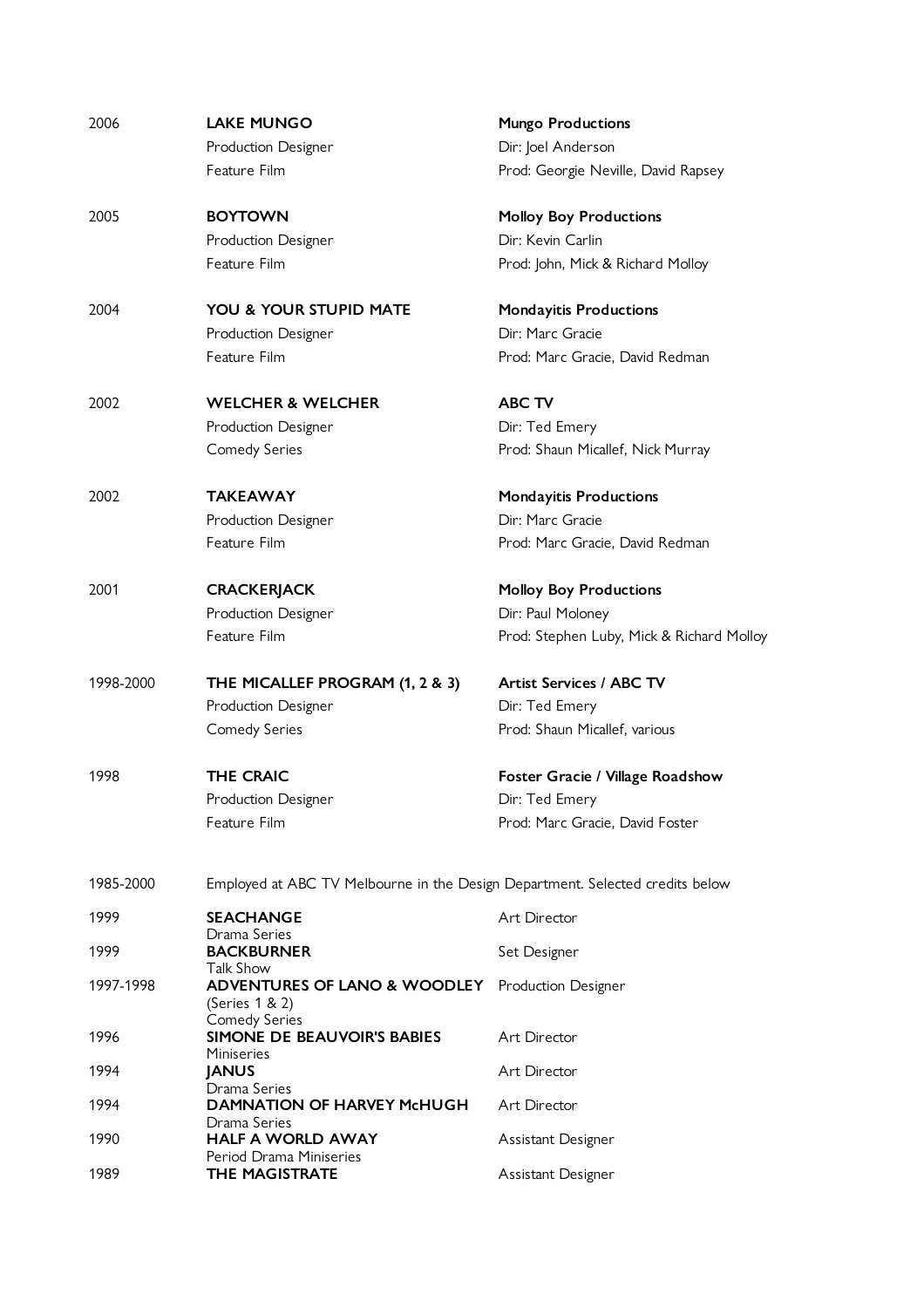| | | |
|---|---|---|
| 2006 | **LAKE MUNGO**<br>Production Designer<br>Feature Film | **Mungo Productions**<br>Dir: Joel Anderson<br>Prod: Georgie Neville, David Rapsey |
| 2005 | **BOYTOWN**<br>Production Designer<br>Feature Film | **Molloy Boy Productions**<br>Dir: Kevin Carlin<br>Prod: John, Mick & Richard Molloy |
| 2004 | **YOU & YOUR STUPID MATE**<br>Production Designer<br>Feature Film | **Mondayitis Productions**<br>Dir: Marc Gracie<br>Prod: Marc Gracie, David Redman |
| 2002 | **WELCHER & WELCHER**<br>Production Designer<br>Comedy Series | **ABC TV**<br>Dir: Ted Emery<br>Prod: Shaun Micallef, Nick Murray |
| 2002 | **TAKEAWAY**<br>Production Designer<br>Feature Film | **Mondayitis Productions**<br>Dir: Marc Gracie<br>Prod: Marc Gracie, David Redman |
| 2001 | **CRACKERJACK**<br>Production Designer<br>Feature Film | **Molloy Boy Productions**<br>Dir: Paul Moloney<br>Prod: Stephen Luby, Mick & Richard Molloy |
| 1998-2000 | **THE MICALLEF PROGRAM (1, 2 & 3)**<br>Production Designer<br>Comedy Series | **Artist Services / ABC TV**<br>Dir: Ted Emery<br>Prod: Shaun Micallef, various |
| 1998 | **THE CRAIC**<br>Production Designer<br>Feature Film | **Foster Gracie / Village Roadshow**<br>Dir: Ted Emery<br>Prod: Marc Gracie, David Foster |

1985-2000 Employed at ABC TV Melbourne in the Design Department. Selected credits below

| | | |
|---|---|---|
| 1999 | **SEACHANGE**<br>Drama Series | Art Director |
| 1999 | **BACKBURNER**<br>Talk Show | Set Designer |
| 1997-1998 | **ADVENTURES OF LANO & WOODLEY**<br>(Series 1 & 2)<br>Comedy Series | Production Designer |
| 1996 | **SIMONE DE BEAUVOIR'S BABIES**<br>Miniseries | Art Director |
| 1994 | **JANUS**<br>Drama Series | Art Director |
| 1994 | **DAMNATION OF HARVEY McHUGH**<br>Drama Series | Art Director |
| 1990 | **HALF A WORLD AWAY**<br>Period Drama Miniseries | Assistant Designer |
| 1989 | **THE MAGISTRATE** | Assistant Designer |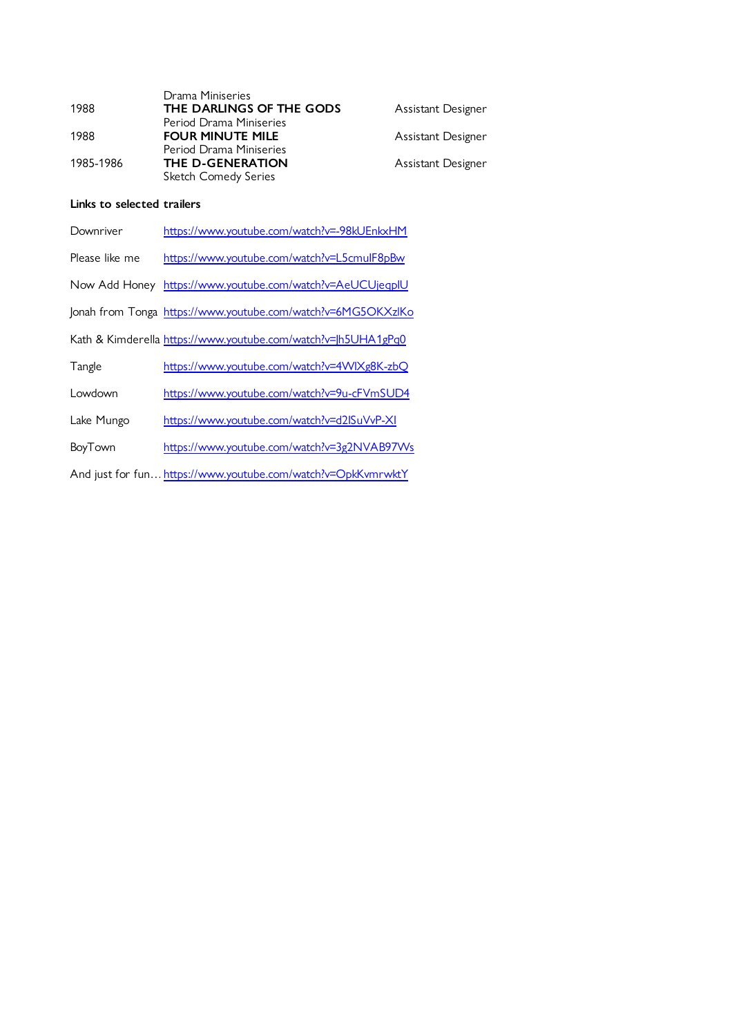| | | |
|---|---|---|
| | Drama Miniseries | |
| 1988 | **THE DARLINGS OF THE GODS** | Assistant Designer |
| | Period Drama Miniseries | |
| 1988 | **FOUR MINUTE MILE** | Assistant Designer |
| | Period Drama Miniseries | |
| 1985-1986 | **THE D-GENERATION** | Assistant Designer |
| | Sketch Comedy Series | |

**Links to selected trailers**

| | |
|---|---|
| Downriver | https://www.youtube.com/watch?v=-98kUEnkxHM |
| Please like me | https://www.youtube.com/watch?v=L5cmulF8pBw |
| Now Add Honey | https://www.youtube.com/watch?v=AeUCUjeqplU |
| Jonah from Tonga | https://www.youtube.com/watch?v=6MG5OKXzlKo |
| Kath & Kimderella | https://www.youtube.com/watch?v=Jh5UHA1gPq0 |
| Tangle | https://www.youtube.com/watch?v=4WlXg8K-zbQ |
| Lowdown | https://www.youtube.com/watch?v=9u-cFVmSUD4 |
| Lake Mungo | https://www.youtube.com/watch?v=d2lSuVvP-XI |
| BoyTown | https://www.youtube.com/watch?v=3g2NVAB97Ws |
| And just for fun… | https://www.youtube.com/watch?v=OpkKvmrwktY |